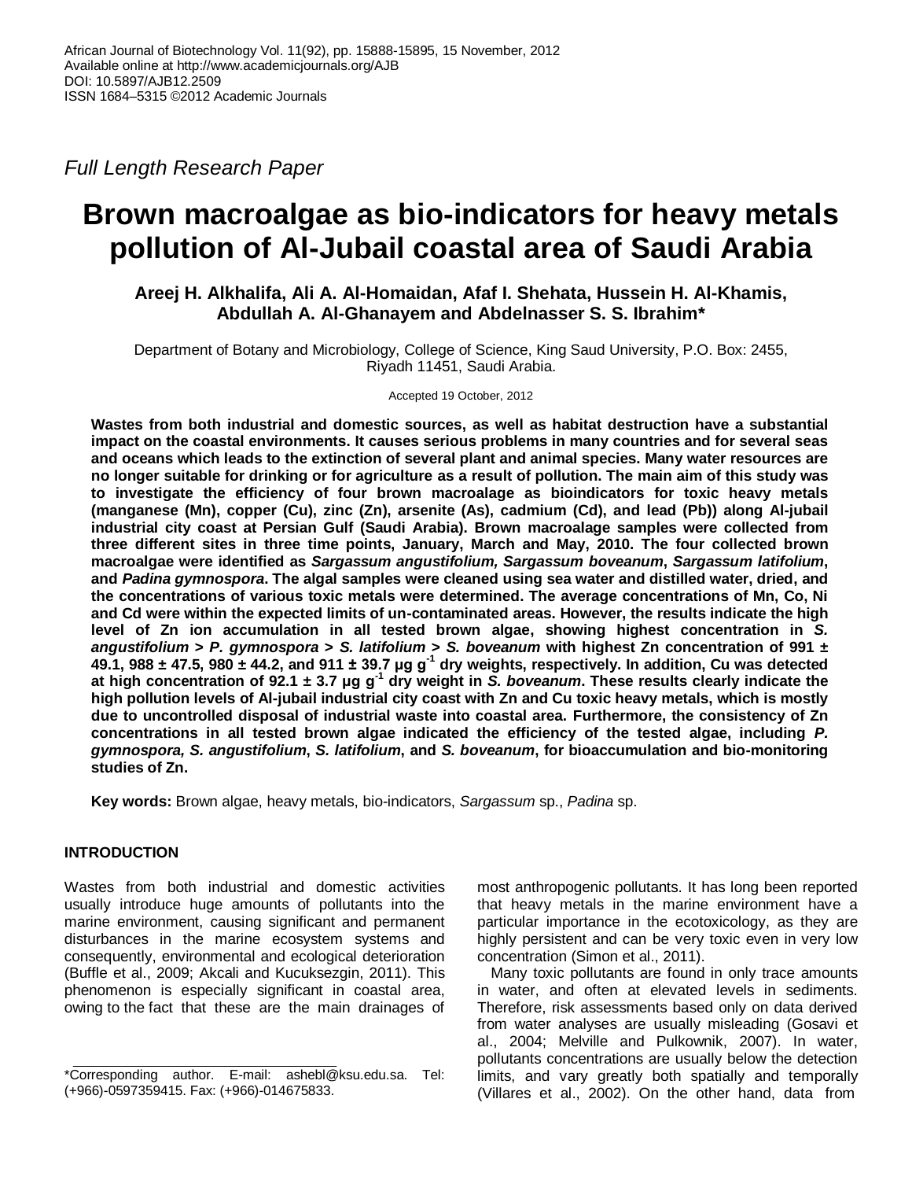African Journal of Biotechnology Vol. 11(92), pp. 15888-15895, 15 November, 2012
Available online at http://www.academicjournals.org/AJB
DOI: 10.5897/AJB12.2509
ISSN 1684–5315 ©2012 Academic Journals

*Full Length Research Paper*

# Brown macroalgae as bio-indicators for heavy metals pollution of Al-Jubail coastal area of Saudi Arabia

**Areej H. Alkhalifa, Ali A. Al-Homaidan, Afaf I. Shehata, Hussein H. Al-Khamis, Abdullah A. Al-Ghanayem and Abdelnasser S. S. Ibrahim***

Department of Botany and Microbiology, College of Science, King Saud University, P.O. Box: 2455, Riyadh 11451, Saudi Arabia.

Accepted 19 October, 2012

**Wastes from both industrial and domestic sources, as well as habitat destruction have a substantial impact on the coastal environments. It causes serious problems in many countries and for several seas and oceans which leads to the extinction of several plant and animal species. Many water resources are no longer suitable for drinking or for agriculture as a result of pollution. The main aim of this study was to investigate the efficiency of four brown macroalage as bioindicators for toxic heavy metals (manganese (Mn), copper (Cu), zinc (Zn), arsenite (As), cadmium (Cd), and lead (Pb)) along Al-jubail industrial city coast at Persian Gulf (Saudi Arabia). Brown macroalage samples were collected from three different sites in three time points, January, March and May, 2010. The four collected brown macroalgae were identified as *Sargassum angustifolium, Sargassum boveanum*, *Sargassum latifolium*, and *Padina gymnospora*. The algal samples were cleaned using sea water and distilled water, dried, and the concentrations of various toxic metals were determined. The average concentrations of Mn, Co, Ni and Cd were within the expected limits of un-contaminated areas. However, the results indicate the high level of Zn ion accumulation in all tested brown algae, showing highest concentration in *S. angustifolium* > *P. gymnospora* > *S. latifolium* > *S. boveanum* with highest Zn concentration of 991 ± 49.1, 988 ± 47.5, 980 ± 44.2, and 911 ± 39.7 µg $g^{-1}$ dry weights, respectively. In addition, Cu was detected at high concentration of 92.1 ± 3.7 µg $g^{-1}$ dry weight in *S. boveanum*. These results clearly indicate the high pollution levels of Al-jubail industrial city coast with Zn and Cu toxic heavy metals, which is mostly due to uncontrolled disposal of industrial waste into coastal area. Furthermore, the consistency of Zn concentrations in all tested brown algae indicated the efficiency of the tested algae, including *P. gymnospora, S. angustifolium*, *S. latifolium*, and *S. boveanum*, for bioaccumulation and bio-monitoring studies of Zn.**

**Key words:** Brown algae, heavy metals, bio-indicators, *Sargassum* sp., *Padina* sp.

## INTRODUCTION

Wastes from both industrial and domestic activities usually introduce huge amounts of pollutants into the marine environment, causing significant and permanent disturbances in the marine ecosystem systems and consequently, environmental and ecological deterioration (Buffle et al., 2009; Akcali and Kucuksezgin, 2011). This phenomenon is especially significant in coastal area, owing to the fact that these are the main drainages of most anthropogenic pollutants. It has long been reported that heavy metals in the marine environment have a particular importance in the ecotoxicology, as they are highly persistent and can be very toxic even in very low concentration (Simon et al., 2011).

Many toxic pollutants are found in only trace amounts in water, and often at elevated levels in sediments. Therefore, risk assessments based only on data derived from water analyses are usually misleading (Gosavi et al., 2004; Melville and Pulkownik, 2007). In water, pollutants concentrations are usually below the detection limits, and vary greatly both spatially and temporally (Villares et al., 2002). On the other hand, data from

\*Corresponding author. E-mail: ashebl@ksu.edu.sa. Tel: (+966)-0597359415. Fax: (+966)-014675833.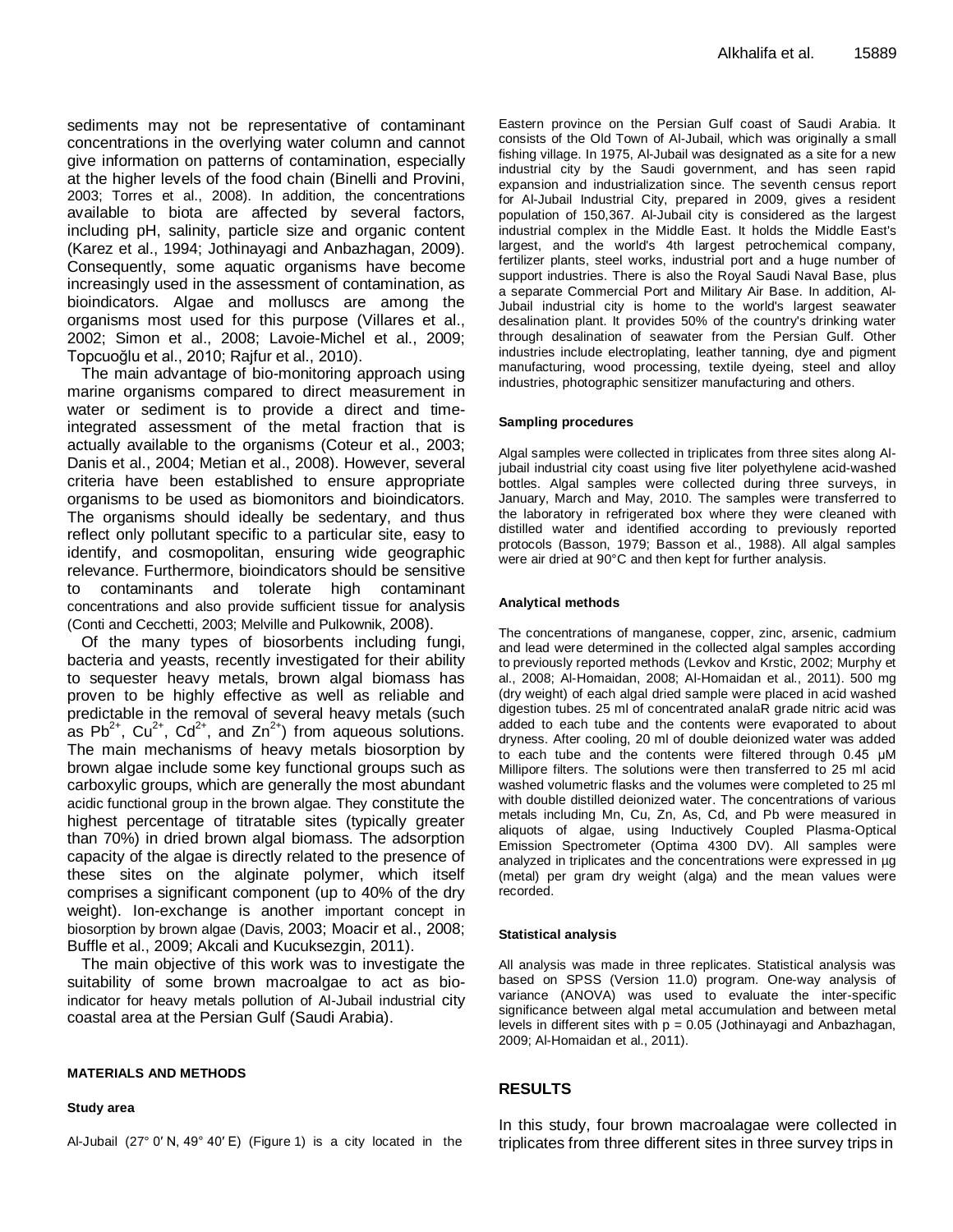sediments may not be representative of contaminant concentrations in the overlying water column and cannot give information on patterns of contamination, especially at the higher levels of the food chain (Binelli and Provini, 2003; Torres et al., 2008). In addition, the concentrations available to biota are affected by several factors, including pH, salinity, particle size and organic content (Karez et al., 1994; Jothinayagi and Anbazhagan, 2009). Consequently, some aquatic organisms have become increasingly used in the assessment of contamination, as bioindicators. Algae and molluscs are among the organisms most used for this purpose (Villares et al., 2002; Simon et al., 2008; Lavoie-Michel et al., 2009; Topcuoğlu et al., 2010; Rajfur et al., 2010).

The main advantage of bio-monitoring approach using marine organisms compared to direct measurement in water or sediment is to provide a direct and time-integrated assessment of the metal fraction that is actually available to the organisms (Coteur et al., 2003; Danis et al., 2004; Metian et al., 2008). However, several criteria have been established to ensure appropriate organisms to be used as biomonitors and bioindicators. The organisms should ideally be sedentary, and thus reflect only pollutant specific to a particular site, easy to identify, and cosmopolitan, ensuring wide geographic relevance. Furthermore, bioindicators should be sensitive to contaminants and tolerate high contaminant concentrations and also provide sufficient tissue for analysis (Conti and Cecchetti, 2003; Melville and Pulkownik, 2008).

Of the many types of biosorbents including fungi, bacteria and yeasts, recently investigated for their ability to sequester heavy metals, brown algal biomass has proven to be highly effective as well as reliable and predictable in the removal of several heavy metals (such as $Pb^{2+}$, $Cu^{2+}$, $Cd^{2+}$, and $Zn^{2+}$) from aqueous solutions. The main mechanisms of heavy metals biosorption by brown algae include some key functional groups such as carboxylic groups, which are generally the most abundant acidic functional group in the brown algae. They constitute the highest percentage of titratable sites (typically greater than 70%) in dried brown algal biomass. The adsorption capacity of the algae is directly related to the presence of these sites on the alginate polymer, which itself comprises a significant component (up to 40% of the dry weight). Ion-exchange is another important concept in biosorption by brown algae (Davis, 2003; Moacir et al., 2008; Buffle et al., 2009; Akcali and Kucuksezgin, 2011).

The main objective of this work was to investigate the suitability of some brown macroalgae to act as bio-indicator for heavy metals pollution of Al-Jubail industrial city coastal area at the Persian Gulf (Saudi Arabia).

## MATERIALS AND METHODS

### Study area

Al-Jubail (27° 0′ N, 49° 40′ E) (Figure 1) is a city located in the Eastern province on the Persian Gulf coast of Saudi Arabia. It consists of the Old Town of Al-Jubail, which was originally a small fishing village. In 1975, Al-Jubail was designated as a site for a new industrial city by the Saudi government, and has seen rapid expansion and industrialization since. The seventh census report for Al-Jubail Industrial City, prepared in 2009, gives a resident population of 150,367. Al-Jubail city is considered as the largest industrial complex in the Middle East. It holds the Middle East's largest, and the world's 4th largest petrochemical company, fertilizer plants, steel works, industrial port and a huge number of support industries. There is also the Royal Saudi Naval Base, plus a separate Commercial Port and Military Air Base. In addition, Al-Jubail industrial city is home to the world's largest seawater desalination plant. It provides 50% of the country's drinking water through desalination of seawater from the Persian Gulf. Other industries include electroplating, leather tanning, dye and pigment manufacturing, wood processing, textile dyeing, steel and alloy industries, photographic sensitizer manufacturing and others.

### Sampling procedures

Algal samples were collected in triplicates from three sites along Al-jubail industrial city coast using five liter polyethylene acid-washed bottles. Algal samples were collected during three surveys, in January, March and May, 2010. The samples were transferred to the laboratory in refrigerated box where they were cleaned with distilled water and identified according to previously reported protocols (Basson, 1979; Basson et al., 1988). All algal samples were air dried at 90°C and then kept for further analysis.

### Analytical methods

The concentrations of manganese, copper, zinc, arsenic, cadmium and lead were determined in the collected algal samples according to previously reported methods (Levkov and Krstic, 2002; Murphy et al., 2008; Al-Homaidan, 2008; Al-Homaidan et al., 2011). 500 mg (dry weight) of each algal dried sample were placed in acid washed digestion tubes. 25 ml of concentrated analaR grade nitric acid was added to each tube and the contents were evaporated to about dryness. After cooling, 20 ml of double deionized water was added to each tube and the contents were filtered through 0.45 μM Millipore filters. The solutions were then transferred to 25 ml acid washed volumetric flasks and the volumes were completed to 25 ml with double distilled deionized water. The concentrations of various metals including Mn, Cu, Zn, As, Cd, and Pb were measured in aliquots of algae, using Inductively Coupled Plasma-Optical Emission Spectrometer (Optima 4300 DV). All samples were analyzed in triplicates and the concentrations were expressed in μg (metal) per gram dry weight (alga) and the mean values were recorded.

### Statistical analysis

All analysis was made in three replicates. Statistical analysis was based on SPSS (Version 11.0) program. One-way analysis of variance (ANOVA) was used to evaluate the inter-specific significance between algal metal accumulation and between metal levels in different sites with $p = 0.05$ (Jothinayagi and Anbazhagan, 2009; Al-Homaidan et al., 2011).

## RESULTS

In this study, four brown macroalagae were collected in triplicates from three different sites in three survey trips in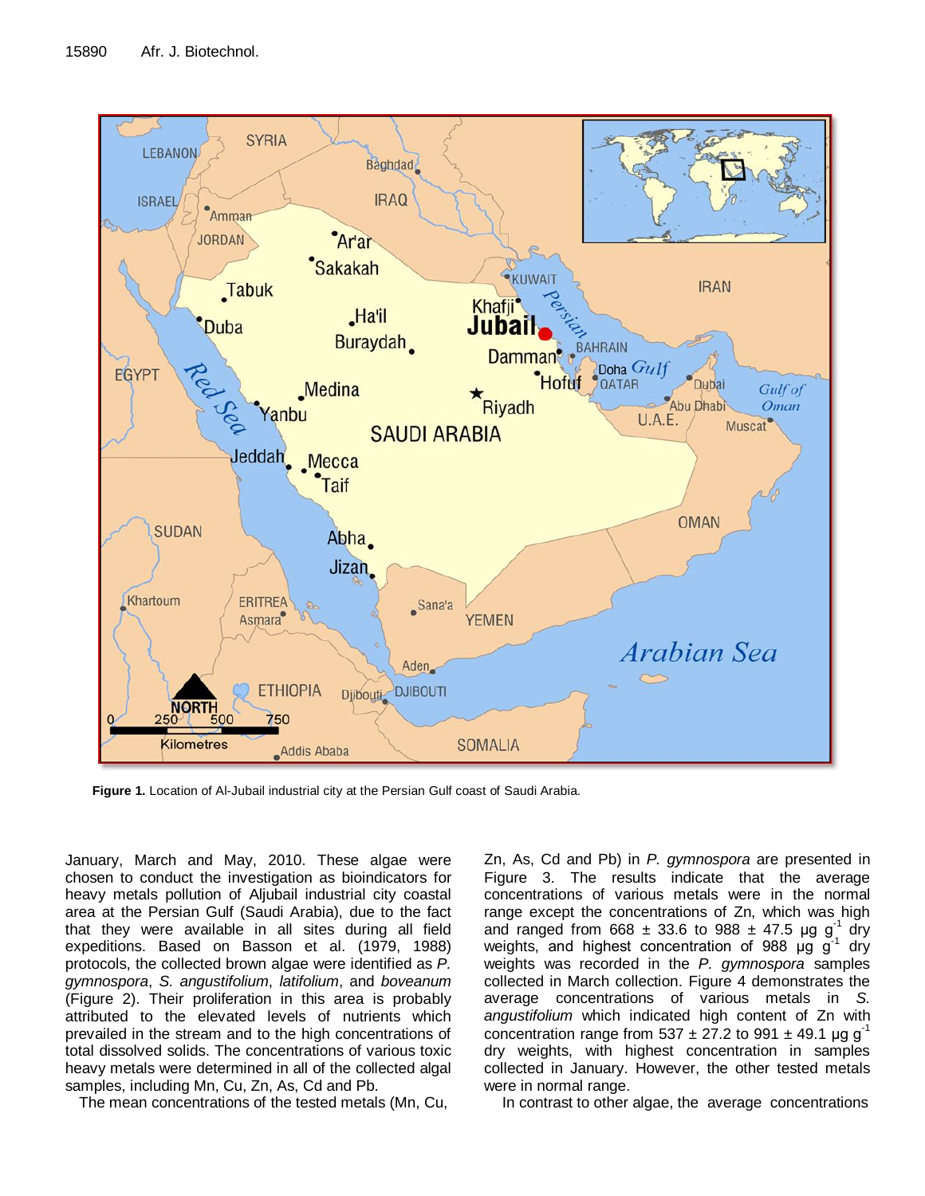**Figure 1.** Location of Al-Jubail industrial city at the Persian Gulf coast of Saudi Arabia.

January, March and May, 2010. These algae were chosen to conduct the investigation as bioindicators for heavy metals pollution of Aljubail industrial city coastal area at the Persian Gulf (Saudi Arabia), due to the fact that they were available in all sites during all field expeditions. Based on Basson et al. (1979, 1988) protocols, the collected brown algae were identified as *P. gymnospora*, *S. angustifolium*, *latifolium*, and *boveanum* (Figure 2). Their proliferation in this area is probably attributed to the elevated levels of nutrients which prevailed in the stream and to the high concentrations of total dissolved solids. The concentrations of various toxic heavy metals were determined in all of the collected algal samples, including Mn, Cu, Zn, As, Cd and Pb.

The mean concentrations of the tested metals (Mn, Cu, Zn, As, Cd and Pb) in *P. gymnospora* are presented in Figure 3. The results indicate that the average concentrations of various metals were in the normal range except the concentrations of Zn, which was high and ranged from 668 ± 33.6 to 988 ± 47.5 μg $g^{-1}$ dry weights, and highest concentration of 988 μg $g^{-1}$ dry weights was recorded in the *P. gymnospora* samples collected in March collection. Figure 4 demonstrates the average concentrations of various metals in *S. angustifolium* which indicated high content of Zn with concentration range from 537 ± 27.2 to 991 ± 49.1 μg $g^{-1}$ dry weights, with highest concentration in samples collected in January. However, the other tested metals were in normal range.

In contrast to other algae, the average concentrations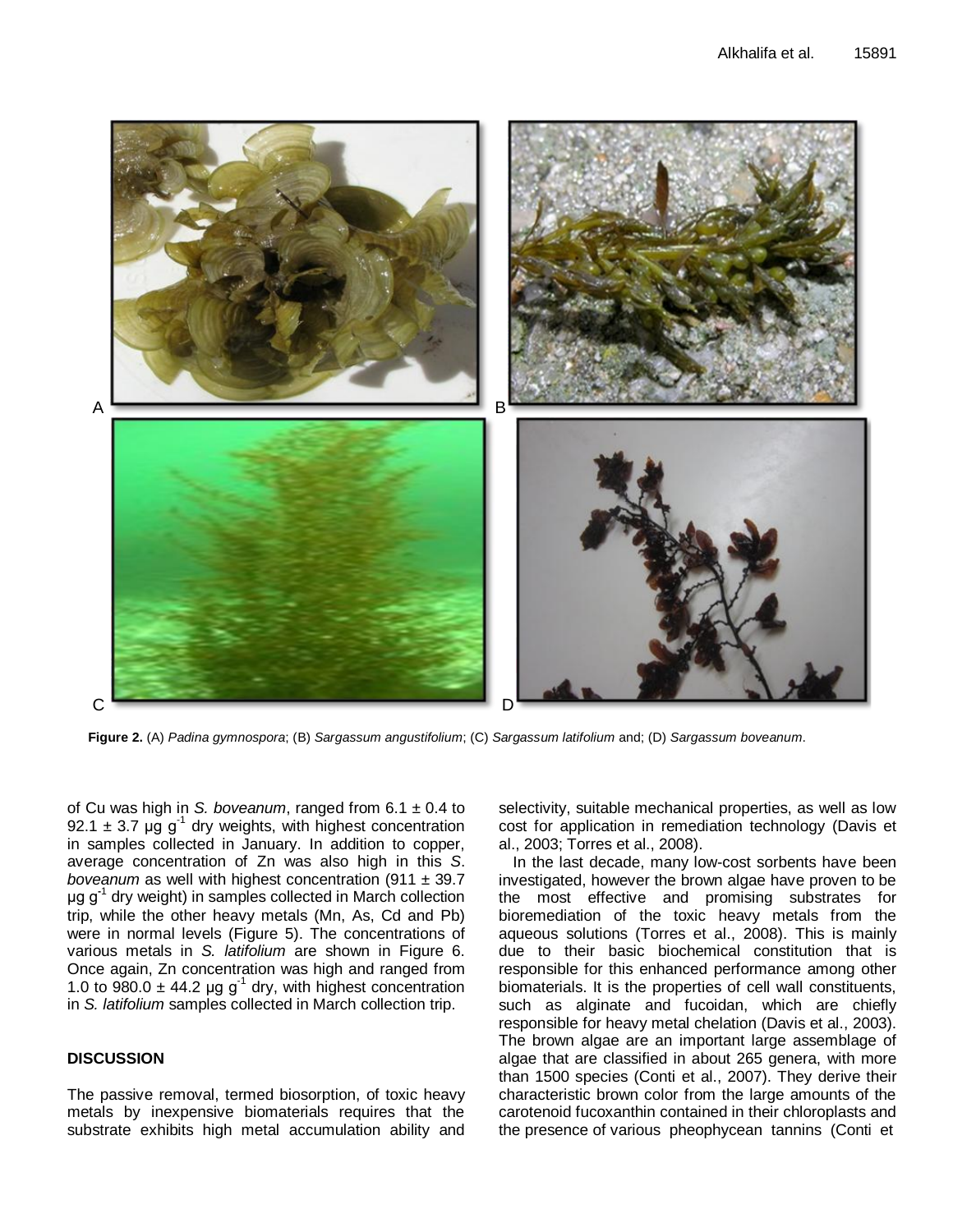**Figure 2.** (A) *Padina gymnospora*; (B) *Sargassum angustifolium*; (C) *Sargassum latifolium* and; (D) *Sargassum boveanum*.

of Cu was high in *S. boveanum*, ranged from 6.1 ± 0.4 to 92.1 ± 3.7 µg $g^{-1}$ dry weights, with highest concentration in samples collected in January. In addition to copper, average concentration of Zn was also high in this *S. boveanum* as well with highest concentration (911 ± 39.7 µg $g^{-1}$ dry weight) in samples collected in March collection trip, while the other heavy metals (Mn, As, Cd and Pb) were in normal levels (Figure 5). The concentrations of various metals in *S. latifolium* are shown in Figure 6. Once again, Zn concentration was high and ranged from 1.0 to 980.0 ± 44.2 µg $g^{-1}$ dry, with highest concentration in *S. latifolium* samples collected in March collection trip.

## DISCUSSION

The passive removal, termed biosorption, of toxic heavy metals by inexpensive biomaterials requires that the substrate exhibits high metal accumulation ability and selectivity, suitable mechanical properties, as well as low cost for application in remediation technology (Davis et al., 2003; Torres et al., 2008).

In the last decade, many low-cost sorbents have been investigated, however the brown algae have proven to be the most effective and promising substrates for bioremediation of the toxic heavy metals from the aqueous solutions (Torres et al., 2008). This is mainly due to their basic biochemical constitution that is responsible for this enhanced performance among other biomaterials. It is the properties of cell wall constituents, such as alginate and fucoidan, which are chiefly responsible for heavy metal chelation (Davis et al., 2003). The brown algae are an important large assemblage of algae that are classified in about 265 genera, with more than 1500 species (Conti et al., 2007). They derive their characteristic brown color from the large amounts of the carotenoid fucoxanthin contained in their chloroplasts and the presence of various pheophycean tannins (Conti et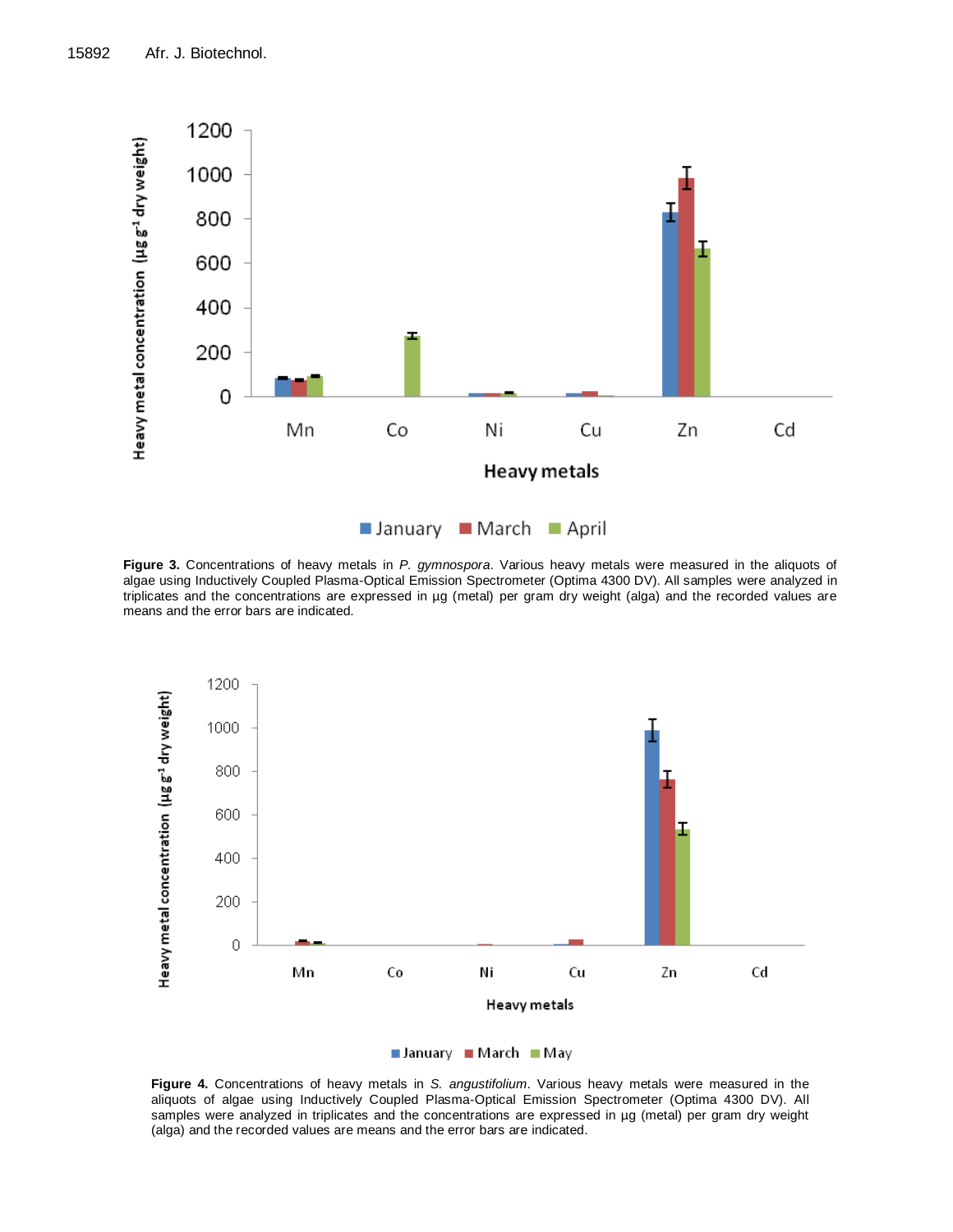**Figure 3.** Concentrations of heavy metals in *P. gymnospora*. Various heavy metals were measured in the aliquots of algae using Inductively Coupled Plasma-Optical Emission Spectrometer (Optima 4300 DV). All samples were analyzed in triplicates and the concentrations are expressed in µg (metal) per gram dry weight (alga) and the recorded values are means and the error bars are indicated.

**Figure 4.** Concentrations of heavy metals in *S. angustifolium*. Various heavy metals were measured in the aliquots of algae using Inductively Coupled Plasma-Optical Emission Spectrometer (Optima 4300 DV). All samples were analyzed in triplicates and the concentrations are expressed in µg (metal) per gram dry weight (alga) and the recorded values are means and the error bars are indicated.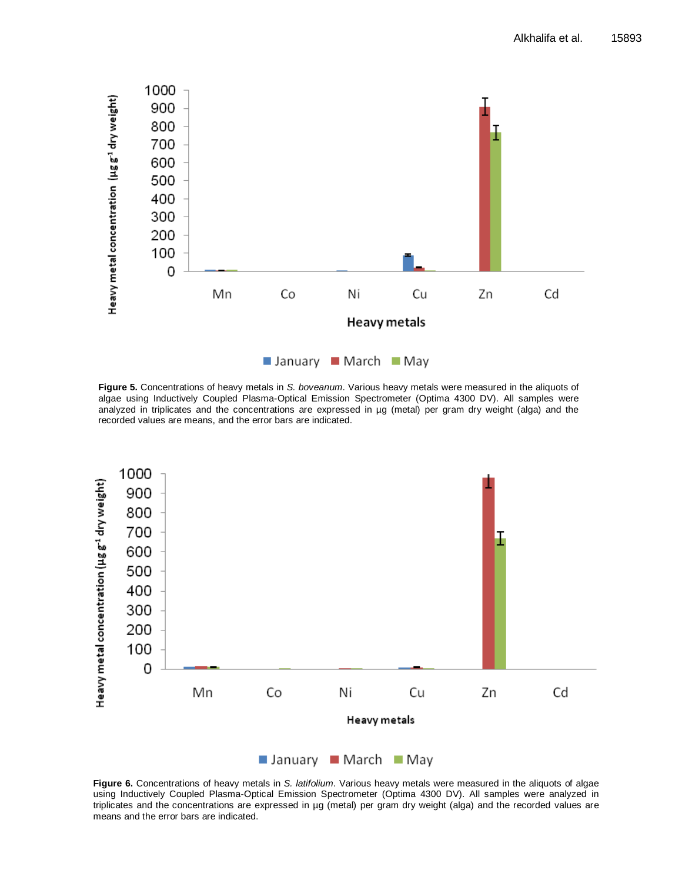**Figure 5.** Concentrations of heavy metals in *S. boveanum*. Various heavy metals were measured in the aliquots of algae using Inductively Coupled Plasma-Optical Emission Spectrometer (Optima 4300 DV). All samples were analyzed in triplicates and the concentrations are expressed in µg (metal) per gram dry weight (alga) and the recorded values are means, and the error bars are indicated.

**Figure 6.** Concentrations of heavy metals in *S. latifolium*. Various heavy metals were measured in the aliquots of algae using Inductively Coupled Plasma-Optical Emission Spectrometer (Optima 4300 DV). All samples were analyzed in triplicates and the concentrations are expressed in µg (metal) per gram dry weight (alga) and the recorded values are means and the error bars are indicated.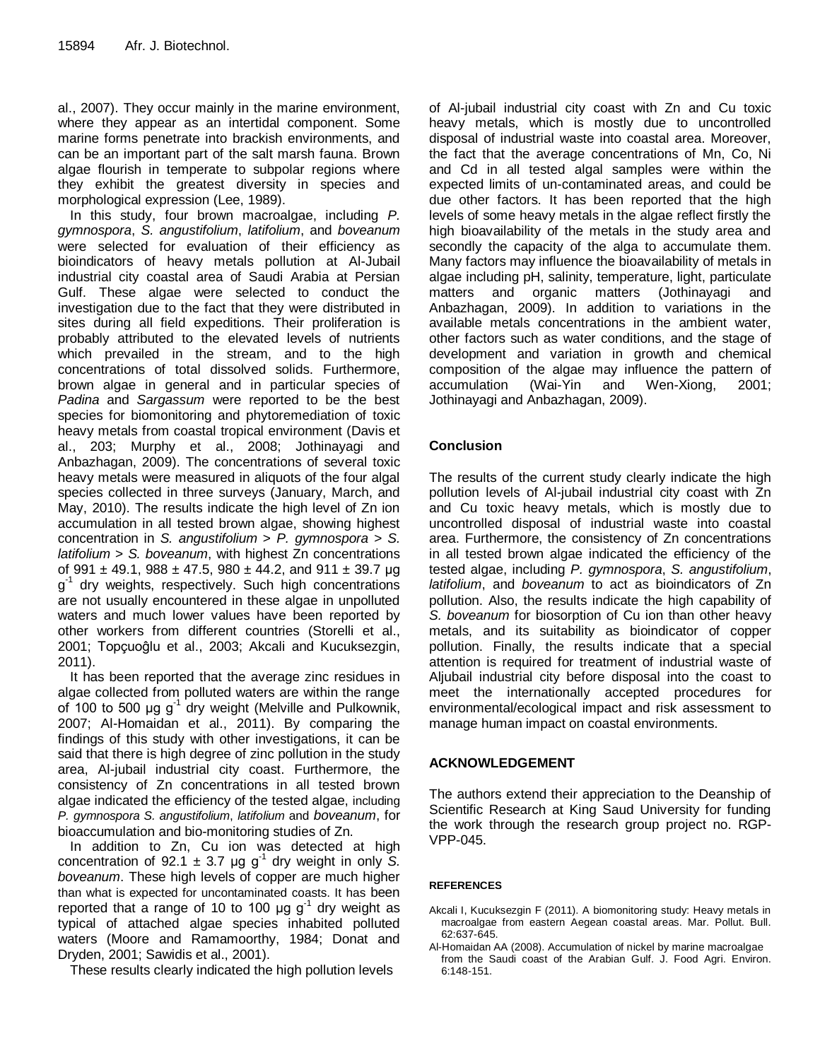al., 2007). They occur mainly in the marine environment, where they appear as an intertidal component. Some marine forms penetrate into brackish environments, and can be an important part of the salt marsh fauna. Brown algae flourish in temperate to subpolar regions where they exhibit the greatest diversity in species and morphological expression (Lee, 1989).

In this study, four brown macroalgae, including *P. gymnospora*, *S. angustifolium*, *latifolium*, and *boveanum* were selected for evaluation of their efficiency as bioindicators of heavy metals pollution at Al-Jubail industrial city coastal area of Saudi Arabia at Persian Gulf. These algae were selected to conduct the investigation due to the fact that they were distributed in sites during all field expeditions. Their proliferation is probably attributed to the elevated levels of nutrients which prevailed in the stream, and to the high concentrations of total dissolved solids. Furthermore, brown algae in general and in particular species of *Padina* and *Sargassum* were reported to be the best species for biomonitoring and phytoremediation of toxic heavy metals from coastal tropical environment (Davis et al., 203; Murphy et al., 2008; Jothinayagi and Anbazhagan, 2009). The concentrations of several toxic heavy metals were measured in aliquots of the four algal species collected in three surveys (January, March, and May, 2010). The results indicate the high level of Zn ion accumulation in all tested brown algae, showing highest concentration in *S. angustifolium* > *P. gymnospora* > *S. latifolium* > *S. boveanum*, with highest Zn concentrations of 991 ± 49.1, 988 ± 47.5, 980 ± 44.2, and 911 ± 39.7 µg $g^{-1}$ dry weights, respectively. Such high concentrations are not usually encountered in these algae in unpolluted waters and much lower values have been reported by other workers from different countries (Storelli et al., 2001; Topçuoĝlu et al., 2003; Akcali and Kucuksezgin, 2011).

It has been reported that the average zinc residues in algae collected from polluted waters are within the range of 100 to 500 µg $g^{-1}$ dry weight (Melville and Pulkownik, 2007; Al-Homaidan et al., 2011). By comparing the findings of this study with other investigations, it can be said that there is high degree of zinc pollution in the study area, Al-jubail industrial city coast. Furthermore, the consistency of Zn concentrations in all tested brown algae indicated the efficiency of the tested algae, including *P. gymnospora S. angustifolium*, *latifolium* and *boveanum*, for bioaccumulation and bio-monitoring studies of Zn.

In addition to Zn, Cu ion was detected at high concentration of 92.1 ± 3.7 µg $g^{-1}$ dry weight in only *S. boveanum*. These high levels of copper are much higher than what is expected for uncontaminated coasts. It has been reported that a range of 10 to 100 µg $g^{-1}$ dry weight as typical of attached algae species inhabited polluted waters (Moore and Ramamoorthy, 1984; Donat and Dryden, 2001; Sawidis et al., 2001).

These results clearly indicated the high pollution levels of Al-jubail industrial city coast with Zn and Cu toxic heavy metals, which is mostly due to uncontrolled disposal of industrial waste into coastal area. Moreover, the fact that the average concentrations of Mn, Co, Ni and Cd in all tested algal samples were within the expected limits of un-contaminated areas, and could be due other factors. It has been reported that the high levels of some heavy metals in the algae reflect firstly the high bioavailability of the metals in the study area and secondly the capacity of the alga to accumulate them. Many factors may influence the bioavailability of metals in algae including pH, salinity, temperature, light, particulate matters and organic matters (Jothinayagi and Anbazhagan, 2009). In addition to variations in the available metals concentrations in the ambient water, other factors such as water conditions, and the stage of development and variation in growth and chemical composition of the algae may influence the pattern of accumulation (Wai-Yin and Wen-Xiong, 2001; Jothinayagi and Anbazhagan, 2009).

## Conclusion

The results of the current study clearly indicate the high pollution levels of Al-jubail industrial city coast with Zn and Cu toxic heavy metals, which is mostly due to uncontrolled disposal of industrial waste into coastal area. Furthermore, the consistency of Zn concentrations in all tested brown algae indicated the efficiency of the tested algae, including *P. gymnospora*, *S. angustifolium*, *latifolium*, and *boveanum* to act as bioindicators of Zn pollution. Also, the results indicate the high capability of *S. boveanum* for biosorption of Cu ion than other heavy metals, and its suitability as bioindicator of copper pollution. Finally, the results indicate that a special attention is required for treatment of industrial waste of Aljubail industrial city before disposal into the coast to meet the internationally accepted procedures for environmental/ecological impact and risk assessment to manage human impact on coastal environments.

## ACKNOWLEDGEMENT

The authors extend their appreciation to the Deanship of Scientific Research at King Saud University for funding the work through the research group project no. RGP-VPP-045.

## REFERENCES

Akcali I, Kucuksezgin F (2011). A biomonitoring study: Heavy metals in macroalgae from eastern Aegean coastal areas. Mar. Pollut. Bull. 62:637-645.

Al-Homaidan AA (2008). Accumulation of nickel by marine macroalgae from the Saudi coast of the Arabian Gulf. J. Food Agri. Environ. 6:148-151.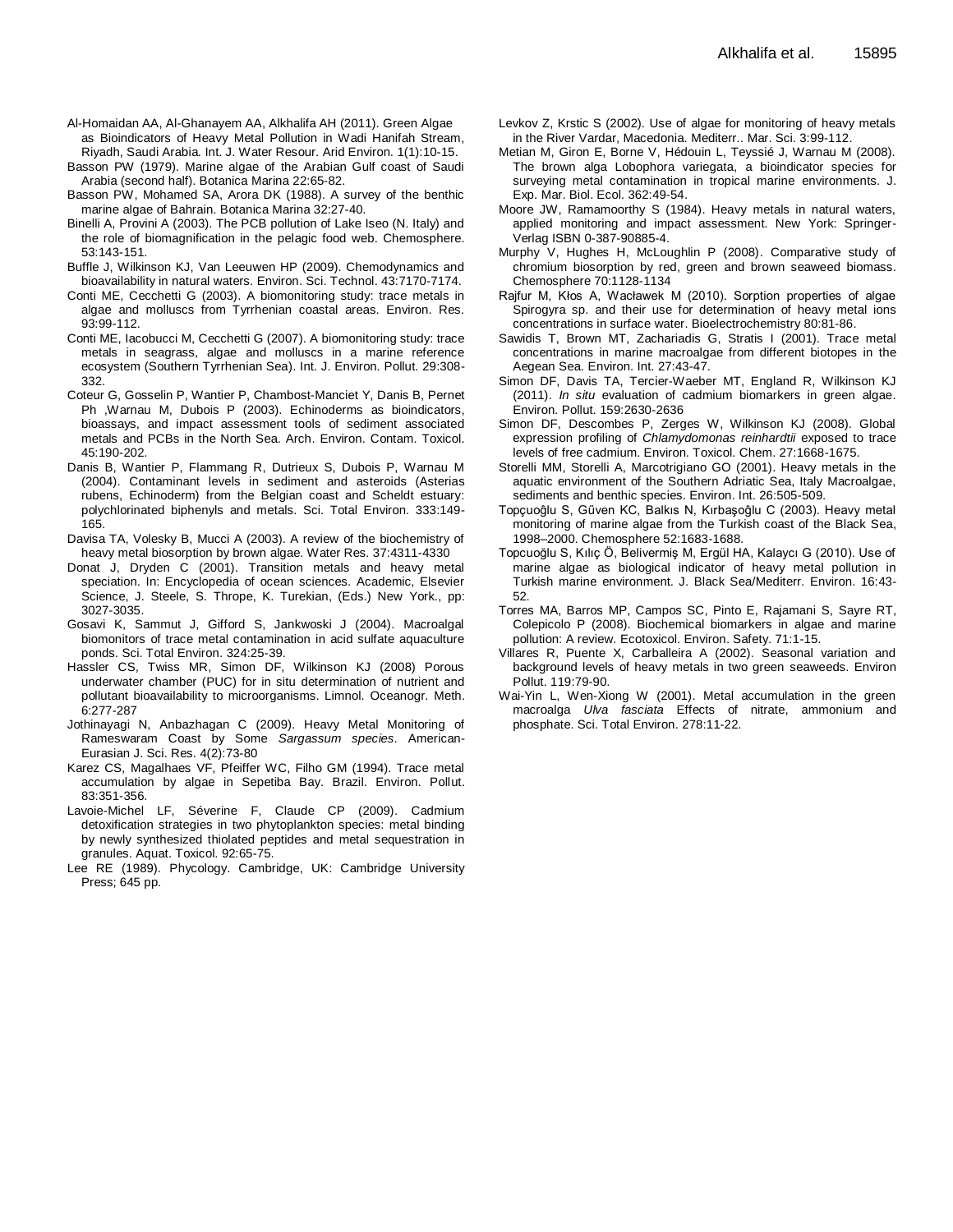Al-Homaidan AA, Al-Ghanayem AA, Alkhalifa AH (2011). Green Algae as Bioindicators of Heavy Metal Pollution in Wadi Hanifah Stream, Riyadh, Saudi Arabia. Int. J. Water Resour. Arid Environ. 1(1):10-15.

Basson PW (1979). Marine algae of the Arabian Gulf coast of Saudi Arabia (second half). Botanica Marina 22:65-82.

Basson PW, Mohamed SA, Arora DK (1988). A survey of the benthic marine algae of Bahrain. Botanica Marina 32:27-40.

Binelli A, Provini A (2003). The PCB pollution of Lake Iseo (N. Italy) and the role of biomagnification in the pelagic food web. Chemosphere. 53:143-151.

Buffle J, Wilkinson KJ, Van Leeuwen HP (2009). Chemodynamics and bioavailability in natural waters. Environ. Sci. Technol. 43:7170-7174.

Conti ME, Cecchetti G (2003). A biomonitoring study: trace metals in algae and molluscs from Tyrrhenian coastal areas. Environ. Res. 93:99-112.

Conti ME, Iacobucci M, Cecchetti G (2007). A biomonitoring study: trace metals in seagrass, algae and molluscs in a marine reference ecosystem (Southern Tyrrhenian Sea). Int. J. Environ. Pollut. 29:308-332.

Coteur G, Gosselin P, Wantier P, Chambost-Manciet Y, Danis B, Pernet Ph ,Warnau M, Dubois P (2003). Echinoderms as bioindicators, bioassays, and impact assessment tools of sediment associated metals and PCBs in the North Sea. Arch. Environ. Contam. Toxicol. 45:190-202.

Danis B, Wantier P, Flammang R, Dutrieux S, Dubois P, Warnau M (2004). Contaminant levels in sediment and asteroids (Asterias rubens, Echinoderm) from the Belgian coast and Scheldt estuary: polychlorinated biphenyls and metals. Sci. Total Environ. 333:149-165.

Davisa TA, Volesky B, Mucci A (2003). A review of the biochemistry of heavy metal biosorption by brown algae. Water Res. 37:4311-4330

Donat J, Dryden C (2001). Transition metals and heavy metal speciation. In: Encyclopedia of ocean sciences. Academic, Elsevier Science, J. Steele, S. Thrope, K. Turekian, (Eds.) New York., pp: 3027-3035.

Gosavi K, Sammut J, Gifford S, Jankwoski J (2004). Macroalgal biomonitors of trace metal contamination in acid sulfate aquaculture ponds. Sci. Total Environ. 324:25-39.

Hassler CS, Twiss MR, Simon DF, Wilkinson KJ (2008) Porous underwater chamber (PUC) for in situ determination of nutrient and pollutant bioavailability to microorganisms. Limnol. Oceanogr. Meth. 6:277-287

Jothinayagi N, Anbazhagan C (2009). Heavy Metal Monitoring of Rameswaram Coast by Some *Sargassum species*. American-Eurasian J. Sci. Res. 4(2):73-80

Karez CS, Magalhaes VF, Pfeiffer WC, Filho GM (1994). Trace metal accumulation by algae in Sepetiba Bay. Brazil. Environ. Pollut. 83:351-356.

Lavoie-Michel LF, Séverine F, Claude CP (2009). Cadmium detoxification strategies in two phytoplankton species: metal binding by newly synthesized thiolated peptides and metal sequestration in granules. Aquat. Toxicol. 92:65-75.

Lee RE (1989). Phycology. Cambridge, UK: Cambridge University Press; 645 pp.

Levkov Z, Krstic S (2002). Use of algae for monitoring of heavy metals in the River Vardar, Macedonia. Mediterr.. Mar. Sci. 3:99-112.

Metian M, Giron E, Borne V, Hédouin L, Teyssié J, Warnau M (2008). The brown alga Lobophora variegata, a bioindicator species for surveying metal contamination in tropical marine environments. J. Exp. Mar. Biol. Ecol. 362:49-54.

Moore JW, Ramamoorthy S (1984). Heavy metals in natural waters, applied monitoring and impact assessment. New York: Springer-Verlag ISBN 0-387-90885-4.

Murphy V, Hughes H, McLoughlin P (2008). Comparative study of chromium biosorption by red, green and brown seaweed biomass. Chemosphere 70:1128-1134

Rajfur M, Kłos A, Wacławek M (2010). Sorption properties of algae Spirogyra sp. and their use for determination of heavy metal ions concentrations in surface water. Bioelectrochemistry 80:81-86.

Sawidis T, Brown MT, Zachariadis G, Stratis I (2001). Trace metal concentrations in marine macroalgae from different biotopes in the Aegean Sea. Environ. Int. 27:43-47.

Simon DF, Davis TA, Tercier-Waeber MT, England R, Wilkinson KJ (2011). *In situ* evaluation of cadmium biomarkers in green algae. Environ. Pollut. 159:2630-2636

Simon DF, Descombes P, Zerges W, Wilkinson KJ (2008). Global expression profiling of *Chlamydomonas reinhardtii* exposed to trace levels of free cadmium. Environ. Toxicol. Chem. 27:1668-1675.

Storelli MM, Storelli A, Marcotrigiano GO (2001). Heavy metals in the aquatic environment of the Southern Adriatic Sea, Italy Macroalgae, sediments and benthic species. Environ. Int. 26:505-509.

Topçuoğlu S, Gűven KC, Balkıs N, Kırbaşoğlu C (2003). Heavy metal monitoring of marine algae from the Turkish coast of the Black Sea, 1998–2000. Chemosphere 52:1683-1688.

Topcuoğlu S, Kılıç Ö, Belivermiş M, Ergül HA, Kalaycı G (2010). Use of marine algae as biological indicator of heavy metal pollution in Turkish marine environment. J. Black Sea/Mediterr. Environ. 16:43-52.

Torres MA, Barros MP, Campos SC, Pinto E, Rajamani S, Sayre RT, Colepicolo P (2008). Biochemical biomarkers in algae and marine pollution: A review. Ecotoxicol. Environ. Safety. 71:1-15.

Villares R, Puente X, Carballeira A (2002). Seasonal variation and background levels of heavy metals in two green seaweeds. Environ Pollut. 119:79-90.

Wai-Yin L, Wen-Xiong W (2001). Metal accumulation in the green macroalga *Ulva fasciata* Effects of nitrate, ammonium and phosphate. Sci. Total Environ. 278:11-22.